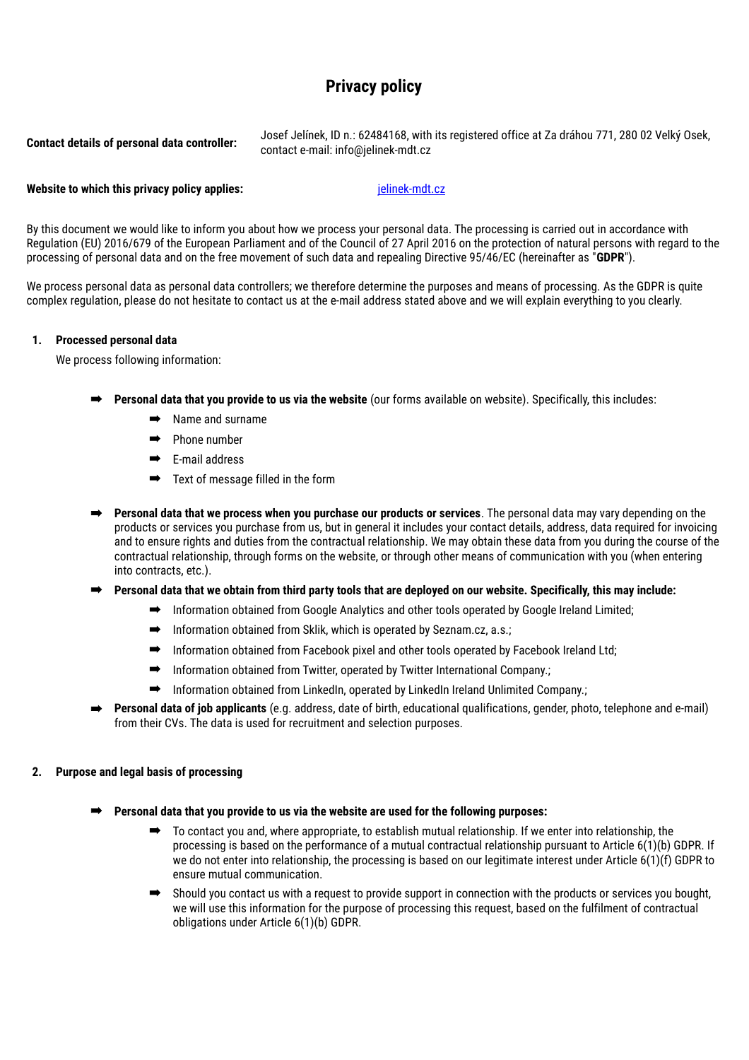# Privacy policy

**Contact details of personal data controller:** Josef Jelínek, ID n.: 62484168, with its registered office at Za dráhou 771, 280 02 Velký Osek, contact e-mail: info@jelinek-mdt.cz

**Website to which this privacy policy applies:** jelinek-mdt.cz

By this document we would like to inform you about how we process your personal data. The processing is carried out in accordance with Regulation (EU) 2016/679 of the European Parliament and of the Council of 27 April 2016 on the protection of natural persons with regard to the processing of personal data and on the free movement of such data and repealing Directive 95/46/EC (hereinafter as "**GDPR**").

We process personal data as personal data controllers; we therefore determine the purposes and means of processing. As the GDPR is quite complex regulation, please do not hesitate to contact us at the e-mail address stated above and we will explain everything to you clearly.

## 1. Processed personal data

We process following information:

- **Personal data that you provide to us via the website** (our forms available on website). Specifically, this includes:
  - Name and surname
  - Phone number
  - E-mail address
  - Text of message filled in the form
- **Personal data that we process when you purchase our products or services**. The personal data may vary depending on the products or services you purchase from us, but in general it includes your contact details, address, data required for invoicing and to ensure rights and duties from the contractual relationship. We may obtain these data from you during the course of the contractual relationship, through forms on the website, or through other means of communication with you (when entering into contracts, etc.).
- **Personal data that we obtain from third party tools that are deployed on our website. Specifically, this may include:**
  - Information obtained from Google Analytics and other tools operated by Google Ireland Limited;
  - Information obtained from Sklik, which is operated by Seznam.cz, a.s.;
  - Information obtained from Facebook pixel and other tools operated by Facebook Ireland Ltd;
  - Information obtained from Twitter, operated by Twitter International Company.;
  - Information obtained from LinkedIn, operated by LinkedIn Ireland Unlimited Company.;
- **Personal data of job applicants** (e.g. address, date of birth, educational qualifications, gender, photo, telephone and e-mail) from their CVs. The data is used for recruitment and selection purposes.

## 2. Purpose and legal basis of processing

- **Personal data that you provide to us via the website are used for the following purposes:**
  - To contact you and, where appropriate, to establish mutual relationship. If we enter into relationship, the processing is based on the performance of a mutual contractual relationship pursuant to Article 6(1)(b) GDPR. If we do not enter into relationship, the processing is based on our legitimate interest under Article 6(1)(f) GDPR to ensure mutual communication.
  - Should you contact us with a request to provide support in connection with the products or services you bought, we will use this information for the purpose of processing this request, based on the fulfilment of contractual obligations under Article 6(1)(b) GDPR.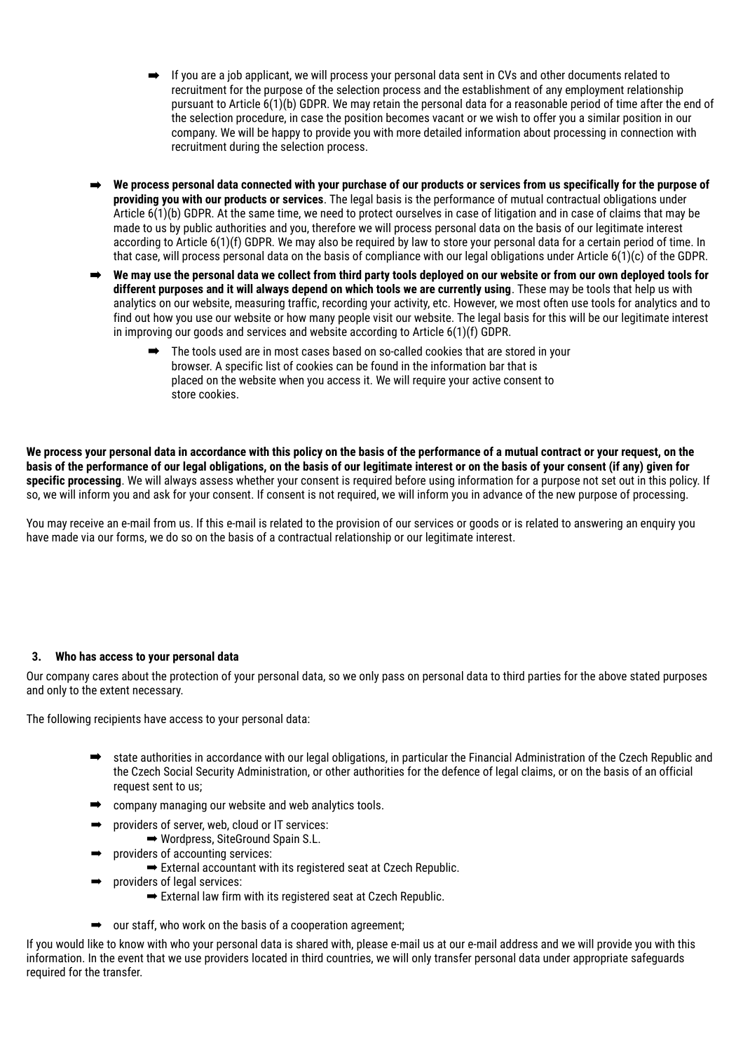- ➡ If you are a job applicant, we will process your personal data sent in CVs and other documents related to recruitment for the purpose of the selection process and the establishment of any employment relationship pursuant to Article 6(1)(b) GDPR. We may retain the personal data for a reasonable period of time after the end of the selection procedure, in case the position becomes vacant or we wish to offer you a similar position in our company. We will be happy to provide you with more detailed information about processing in connection with recruitment during the selection process.

➡ **We process personal data connected with your purchase of our products or services from us specifically for the purpose of providing you with our products or services**. The legal basis is the performance of mutual contractual obligations under Article 6(1)(b) GDPR. At the same time, we need to protect ourselves in case of litigation and in case of claims that may be made to us by public authorities and you, therefore we will process personal data on the basis of our legitimate interest according to Article 6(1)(f) GDPR. We may also be required by law to store your personal data for a certain period of time. In that case, will process personal data on the basis of compliance with our legal obligations under Article 6(1)(c) of the GDPR.

➡ **We may use the personal data we collect from third party tools deployed on our website or from our own deployed tools for different purposes and it will always depend on which tools we are currently using**. These may be tools that help us with analytics on our website, measuring traffic, recording your activity, etc. However, we most often use tools for analytics and to find out how you use our website or how many people visit our website. The legal basis for this will be our legitimate interest in improving our goods and services and website according to Article 6(1)(f) GDPR.

- ➡ The tools used are in most cases based on so-called cookies that are stored in your browser. A specific list of cookies can be found in the information bar that is placed on the website when you access it. We will require your active consent to store cookies.

**We process your personal data in accordance with this policy on the basis of the performance of a mutual contract or your request, on the basis of the performance of our legal obligations, on the basis of our legitimate interest or on the basis of your consent (if any) given for specific processing**. We will always assess whether your consent is required before using information for a purpose not set out in this policy. If so, we will inform you and ask for your consent. If consent is not required, we will inform you in advance of the new purpose of processing.

You may receive an e-mail from us. If this e-mail is related to the provision of our services or goods or is related to answering an enquiry you have made via our forms, we do so on the basis of a contractual relationship or our legitimate interest.

## 3. Who has access to your personal data

Our company cares about the protection of your personal data, so we only pass on personal data to third parties for the above stated purposes and only to the extent necessary.

The following recipients have access to your personal data:

- ➡ state authorities in accordance with our legal obligations, in particular the Financial Administration of the Czech Republic and the Czech Social Security Administration, or other authorities for the defence of legal claims, or on the basis of an official request sent to us;
- ➡ company managing our website and web analytics tools.
- ➡ providers of server, web, cloud or IT services:
  - ➡ Wordpress, SiteGround Spain S.L.
- ➡ providers of accounting services:
  - ➡ External accountant with its registered seat at Czech Republic.
- ➡ providers of legal services:
  - ➡ External law firm with its registered seat at Czech Republic.
- ➡ our staff, who work on the basis of a cooperation agreement;

If you would like to know with who your personal data is shared with, please e-mail us at our e-mail address and we will provide you with this information. In the event that we use providers located in third countries, we will only transfer personal data under appropriate safeguards required for the transfer.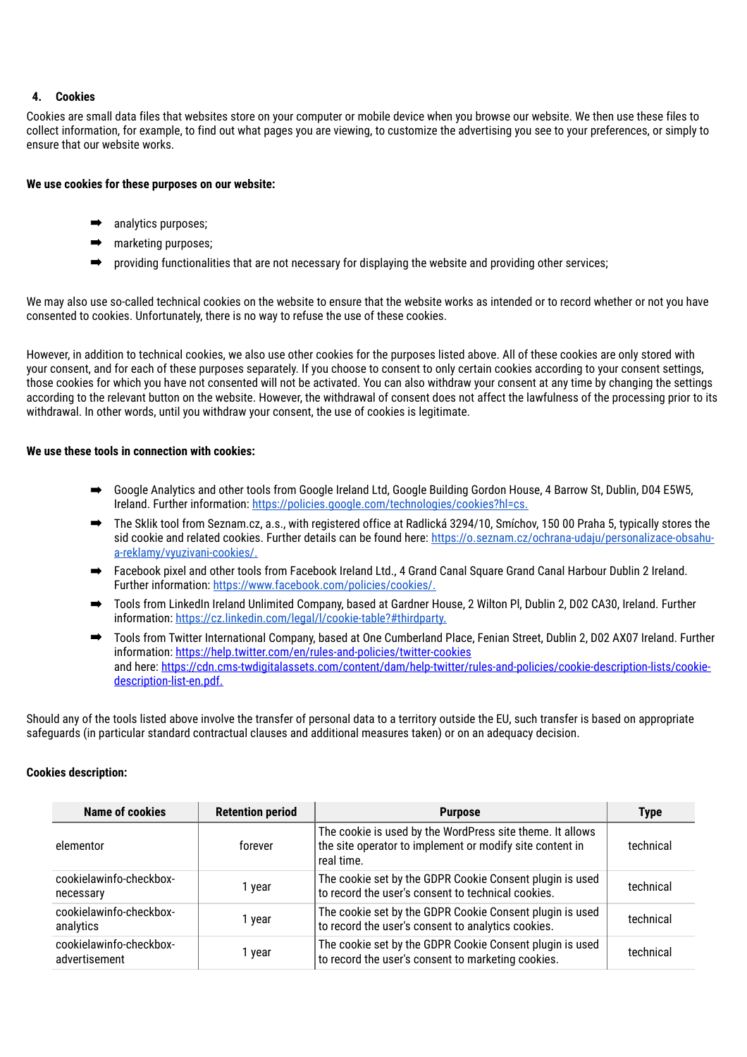## 4. Cookies

Cookies are small data files that websites store on your computer or mobile device when you browse our website. We then use these files to collect information, for example, to find out what pages you are viewing, to customize the advertising you see to your preferences, or simply to ensure that our website works.

**We use cookies for these purposes on our website:**

- ➡ analytics purposes;
- ➡ marketing purposes;
- ➡ providing functionalities that are not necessary for displaying the website and providing other services;

We may also use so-called technical cookies on the website to ensure that the website works as intended or to record whether or not you have consented to cookies. Unfortunately, there is no way to refuse the use of these cookies.

However, in addition to technical cookies, we also use other cookies for the purposes listed above. All of these cookies are only stored with your consent, and for each of these purposes separately. If you choose to consent to only certain cookies according to your consent settings, those cookies for which you have not consented will not be activated. You can also withdraw your consent at any time by changing the settings according to the relevant button on the website. However, the withdrawal of consent does not affect the lawfulness of the processing prior to its withdrawal. In other words, until you withdraw your consent, the use of cookies is legitimate.

**We use these tools in connection with cookies:**

- ➡ Google Analytics and other tools from Google Ireland Ltd, Google Building Gordon House, 4 Barrow St, Dublin, D04 E5W5, Ireland. Further information: https://policies.google.com/technologies/cookies?hl=cs.
- ➡ The Sklik tool from Seznam.cz, a.s., with registered office at Radlická 3294/10, Smíchov, 150 00 Praha 5, typically stores the sid cookie and related cookies. Further details can be found here: https://o.seznam.cz/ochrana-udaju/personalizace-obsahu-a-reklamy/vyuzivani-cookies/.
- ➡ Facebook pixel and other tools from Facebook Ireland Ltd., 4 Grand Canal Square Grand Canal Harbour Dublin 2 Ireland. Further information: https://www.facebook.com/policies/cookies/.
- ➡ Tools from LinkedIn Ireland Unlimited Company, based at Gardner House, 2 Wilton Pl, Dublin 2, D02 CA30, Ireland. Further information: https://cz.linkedin.com/legal/l/cookie-table?#thirdparty.
- ➡ Tools from Twitter International Company, based at One Cumberland Place, Fenian Street, Dublin 2, D02 AX07 Ireland. Further information: https://help.twitter.com/en/rules-and-policies/twitter-cookies and here: https://cdn.cms-twdigitalassets.com/content/dam/help-twitter/rules-and-policies/cookie-description-lists/cookie-description-list-en.pdf.

Should any of the tools listed above involve the transfer of personal data to a territory outside the EU, such transfer is based on appropriate safeguards (in particular standard contractual clauses and additional measures taken) or on an adequacy decision.

**Cookies description:**

| Name of cookies | Retention period | Purpose | Type |
|---|---|---|---|
| elementor | forever | The cookie is used by the WordPress site theme. It allows the site operator to implement or modify site content in real time. | technical |
| cookielawinfo-checkbox-necessary | 1 year | The cookie set by the GDPR Cookie Consent plugin is used to record the user's consent to technical cookies. | technical |
| cookielawinfo-checkbox-analytics | 1 year | The cookie set by the GDPR Cookie Consent plugin is used to record the user's consent to analytics cookies. | technical |
| cookielawinfo-checkbox-advertisement | 1 year | The cookie set by the GDPR Cookie Consent plugin is used to record the user's consent to marketing cookies. | technical |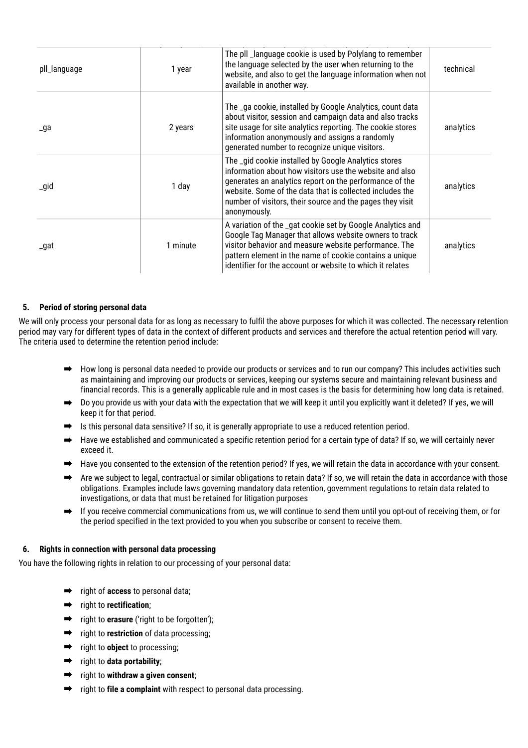| pll_language | 1 year | The pll _language cookie is used by Polylang to remember the language selected by the user when returning to the website, and also to get the language information when not available in another way. | technical |
| --- | --- | --- | --- |
| _ga | 2 years | The _ga cookie, installed by Google Analytics, count data about visitor, session and campaign data and also tracks site usage for site analytics reporting. The cookie stores information anonymously and assigns a randomly generated number to recognize unique visitors. | analytics |
| _gid | 1 day | The _gid cookie installed by Google Analytics stores information about how visitors use the website and also generates an analytics report on the performance of the website. Some of the data that is collected includes the number of visitors, their source and the pages they visit anonymously. | analytics |
| _gat | 1 minute | A variation of the _gat cookie set by Google Analytics and Google Tag Manager that allows website owners to track visitor behavior and measure website performance. The pattern element in the name of cookie contains a unique identifier for the account or website to which it relates | analytics |

## 5. Period of storing personal data

We will only process your personal data for as long as necessary to fulfil the above purposes for which it was collected. The necessary retention period may vary for different types of data in the context of different products and services and therefore the actual retention period will vary. The criteria used to determine the retention period include:

- ➡ How long is personal data needed to provide our products or services and to run our company? This includes activities such as maintaining and improving our products or services, keeping our systems secure and maintaining relevant business and financial records. This is a generally applicable rule and in most cases is the basis for determining how long data is retained.
- ➡ Do you provide us with your data with the expectation that we will keep it until you explicitly want it deleted? If yes, we will keep it for that period.
- ➡ Is this personal data sensitive? If so, it is generally appropriate to use a reduced retention period.
- ➡ Have we established and communicated a specific retention period for a certain type of data? If so, we will certainly never exceed it.
- ➡ Have you consented to the extension of the retention period? If yes, we will retain the data in accordance with your consent.
- ➡ Are we subject to legal, contractual or similar obligations to retain data? If so, we will retain the data in accordance with those obligations. Examples include laws governing mandatory data retention, government regulations to retain data related to investigations, or data that must be retained for litigation purposes
- ➡ If you receive commercial communications from us, we will continue to send them until you opt-out of receiving them, or for the period specified in the text provided to you when you subscribe or consent to receive them.

## 6. Rights in connection with personal data processing

You have the following rights in relation to our processing of your personal data:

- ➡ right of **access** to personal data;
- ➡ right to **rectification**;
- ➡ right to **erasure** ('right to be forgotten');
- ➡ right to **restriction** of data processing;
- ➡ right to **object** to processing;
- ➡ right to **data portability**;
- ➡ right to **withdraw a given consent**;
- ➡ right to **file a complaint** with respect to personal data processing.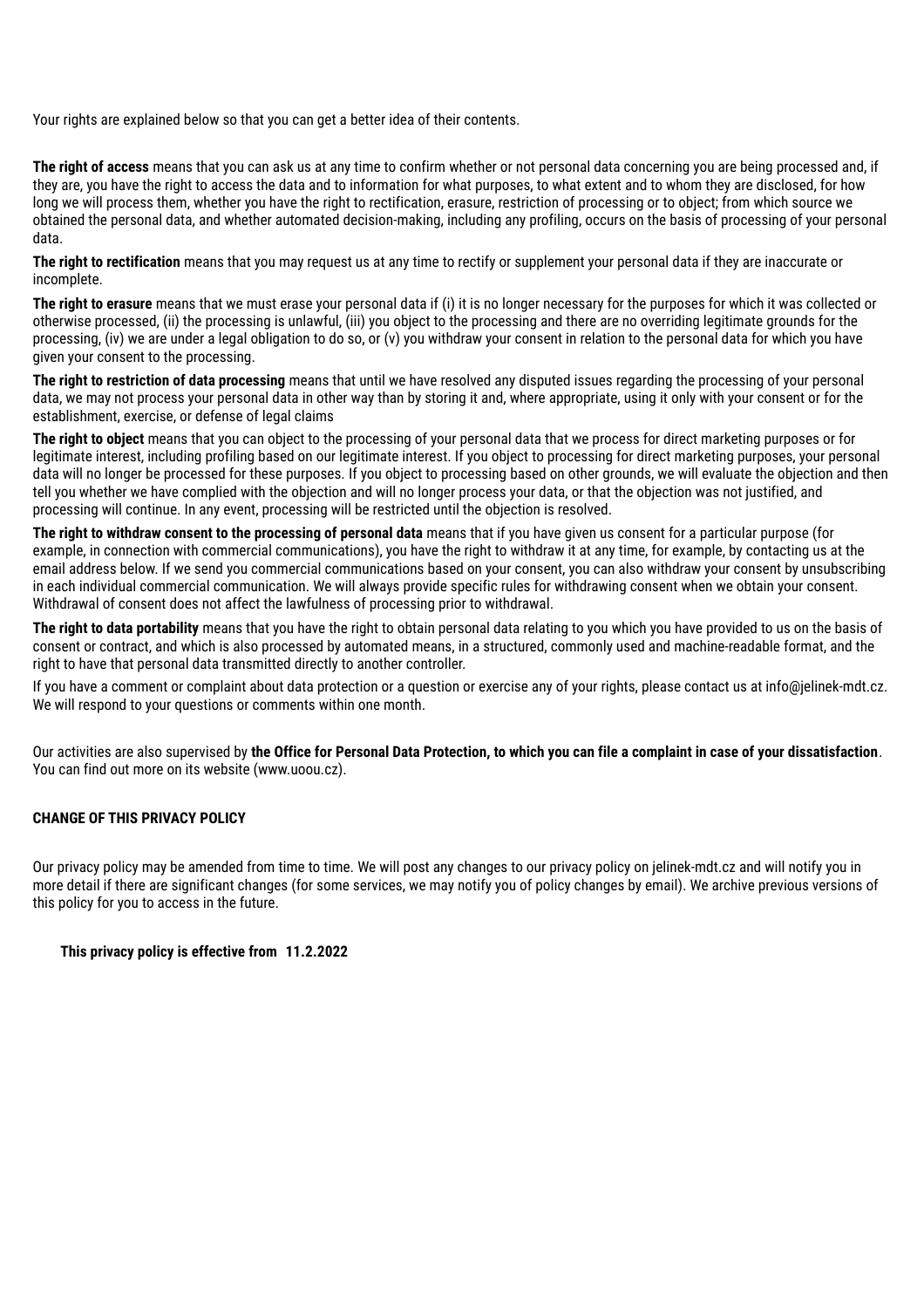Your rights are explained below so that you can get a better idea of their contents.

**The right of access** means that you can ask us at any time to confirm whether or not personal data concerning you are being processed and, if they are, you have the right to access the data and to information for what purposes, to what extent and to whom they are disclosed, for how long we will process them, whether you have the right to rectification, erasure, restriction of processing or to object; from which source we obtained the personal data, and whether automated decision-making, including any profiling, occurs on the basis of processing of your personal data.

**The right to rectification** means that you may request us at any time to rectify or supplement your personal data if they are inaccurate or incomplete.

**The right to erasure** means that we must erase your personal data if (i) it is no longer necessary for the purposes for which it was collected or otherwise processed, (ii) the processing is unlawful, (iii) you object to the processing and there are no overriding legitimate grounds for the processing, (iv) we are under a legal obligation to do so, or (v) you withdraw your consent in relation to the personal data for which you have given your consent to the processing.

**The right to restriction of data processing** means that until we have resolved any disputed issues regarding the processing of your personal data, we may not process your personal data in other way than by storing it and, where appropriate, using it only with your consent or for the establishment, exercise, or defense of legal claims

**The right to object** means that you can object to the processing of your personal data that we process for direct marketing purposes or for legitimate interest, including profiling based on our legitimate interest. If you object to processing for direct marketing purposes, your personal data will no longer be processed for these purposes. If you object to processing based on other grounds, we will evaluate the objection and then tell you whether we have complied with the objection and will no longer process your data, or that the objection was not justified, and processing will continue. In any event, processing will be restricted until the objection is resolved.

**The right to withdraw consent to the processing of personal data** means that if you have given us consent for a particular purpose (for example, in connection with commercial communications), you have the right to withdraw it at any time, for example, by contacting us at the email address below. If we send you commercial communications based on your consent, you can also withdraw your consent by unsubscribing in each individual commercial communication. We will always provide specific rules for withdrawing consent when we obtain your consent. Withdrawal of consent does not affect the lawfulness of processing prior to withdrawal.

**The right to data portability** means that you have the right to obtain personal data relating to you which you have provided to us on the basis of consent or contract, and which is also processed by automated means, in a structured, commonly used and machine-readable format, and the right to have that personal data transmitted directly to another controller.

If you have a comment or complaint about data protection or a question or exercise any of your rights, please contact us at info@jelinek-mdt.cz. We will respond to your questions or comments within one month.

Our activities are also supervised by **the Office for Personal Data Protection, to which you can file a complaint in case of your dissatisfaction**. You can find out more on its website (www.uoou.cz).

**CHANGE OF THIS PRIVACY POLICY**

Our privacy policy may be amended from time to time. We will post any changes to our privacy policy on jelinek-mdt.cz and will notify you in more detail if there are significant changes (for some services, we may notify you of policy changes by email). We archive previous versions of this policy for you to access in the future.

**This privacy policy is effective from 11.2.2022**